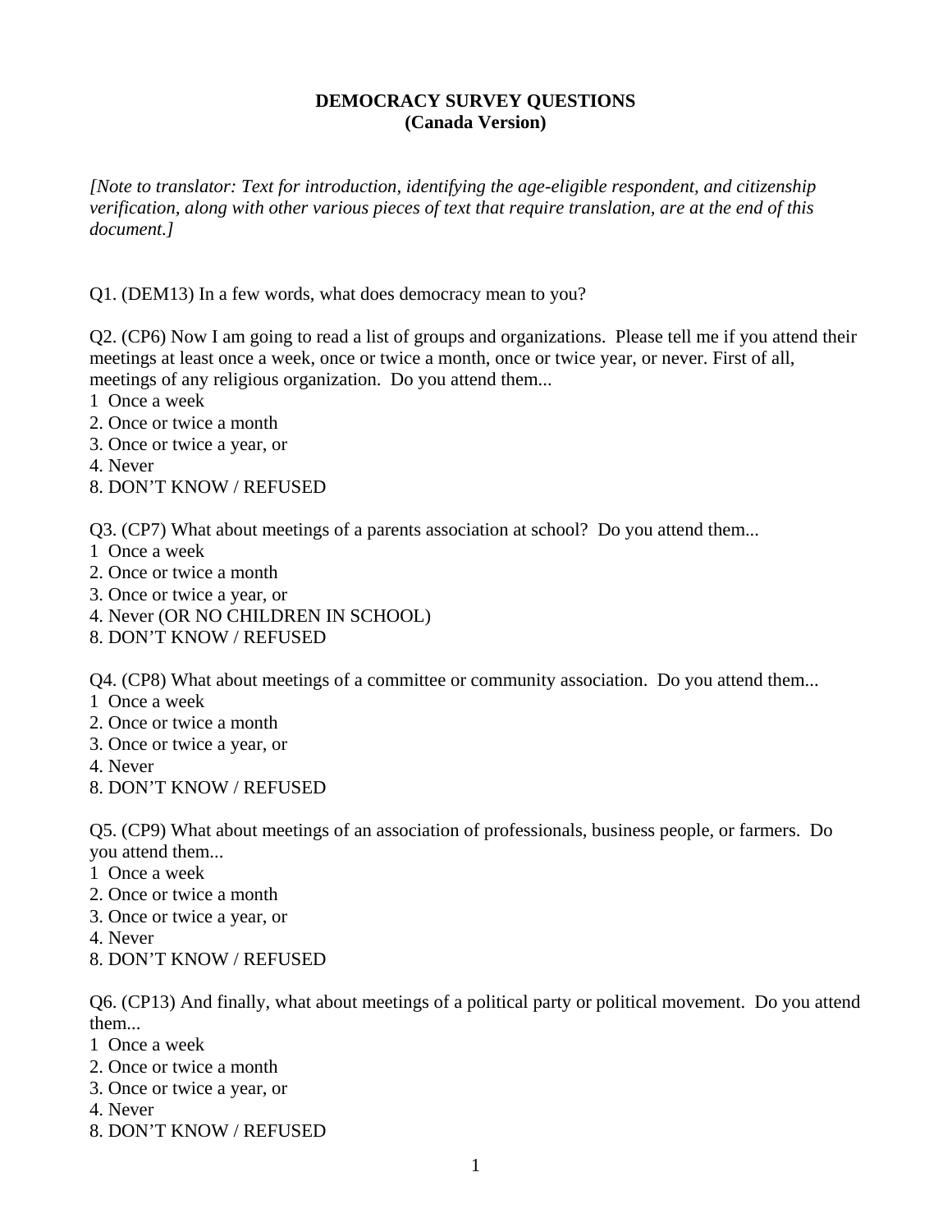**DEMOCRACY SURVEY QUESTIONS**
**(Canada Version)**

*[Note to translator: Text for introduction, identifying the age-eligible respondent, and citizenship verification, along with other various pieces of text that require translation, are at the end of this document.]*

Q1. (DEM13) In a few words, what does democracy mean to you?

Q2. (CP6) Now I am going to read a list of groups and organizations.  Please tell me if you attend their meetings at least once a week, once or twice a month, once or twice year, or never. First of all, meetings of any religious organization.  Do you attend them...

1  Once a week
2. Once or twice a month
3. Once or twice a year, or
4. Never
8. DON'T KNOW / REFUSED

Q3. (CP7) What about meetings of a parents association at school?  Do you attend them...

1  Once a week
2. Once or twice a month
3. Once or twice a year, or
4. Never (OR NO CHILDREN IN SCHOOL)
8. DON'T KNOW / REFUSED

Q4. (CP8) What about meetings of a committee or community association.  Do you attend them...

1  Once a week
2. Once or twice a month
3. Once or twice a year, or
4. Never
8. DON'T KNOW / REFUSED

Q5. (CP9) What about meetings of an association of professionals, business people, or farmers.  Do you attend them...

1  Once a week
2. Once or twice a month
3. Once or twice a year, or
4. Never
8. DON'T KNOW / REFUSED

Q6. (CP13) And finally, what about meetings of a political party or political movement.  Do you attend them...

1  Once a week
2. Once or twice a month
3. Once or twice a year, or
4. Never
8. DON'T KNOW / REFUSED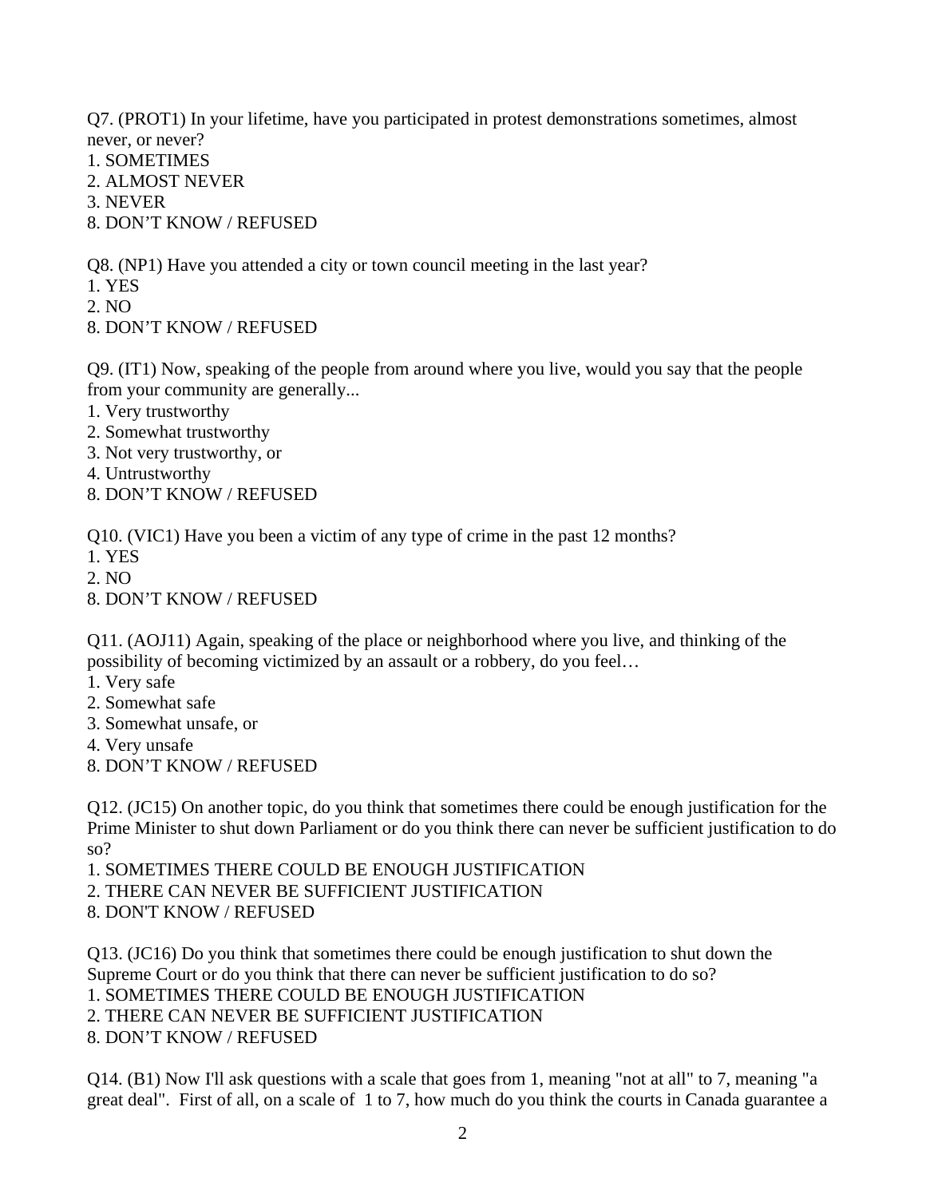Q7. (PROT1) In your lifetime, have you participated in protest demonstrations sometimes, almost never, or never?
1. SOMETIMES
2. ALMOST NEVER
3. NEVER
8. DON'T KNOW / REFUSED

Q8. (NP1) Have you attended a city or town council meeting in the last year?
1. YES
2. NO
8. DON'T KNOW / REFUSED

Q9. (IT1) Now, speaking of the people from around where you live, would you say that the people from your community are generally...
1. Very trustworthy
2. Somewhat trustworthy
3. Not very trustworthy, or
4. Untrustworthy
8. DON'T KNOW / REFUSED

Q10. (VIC1) Have you been a victim of any type of crime in the past 12 months?
1. YES
2. NO
8. DON'T KNOW / REFUSED

Q11. (AOJ11) Again, speaking of the place or neighborhood where you live, and thinking of the possibility of becoming victimized by an assault or a robbery, do you feel…
1. Very safe
2. Somewhat safe
3. Somewhat unsafe, or
4. Very unsafe
8. DON'T KNOW / REFUSED

Q12. (JC15) On another topic, do you think that sometimes there could be enough justification for the Prime Minister to shut down Parliament or do you think there can never be sufficient justification to do so?
1. SOMETIMES THERE COULD BE ENOUGH JUSTIFICATION
2. THERE CAN NEVER BE SUFFICIENT JUSTIFICATION
8. DON'T KNOW / REFUSED

Q13. (JC16) Do you think that sometimes there could be enough justification to shut down the Supreme Court or do you think that there can never be sufficient justification to do so?
1. SOMETIMES THERE COULD BE ENOUGH JUSTIFICATION
2. THERE CAN NEVER BE SUFFICIENT JUSTIFICATION
8. DON'T KNOW / REFUSED

Q14. (B1) Now I'll ask questions with a scale that goes from 1, meaning "not at all" to 7, meaning "a great deal". First of all, on a scale of 1 to 7, how much do you think the courts in Canada guarantee a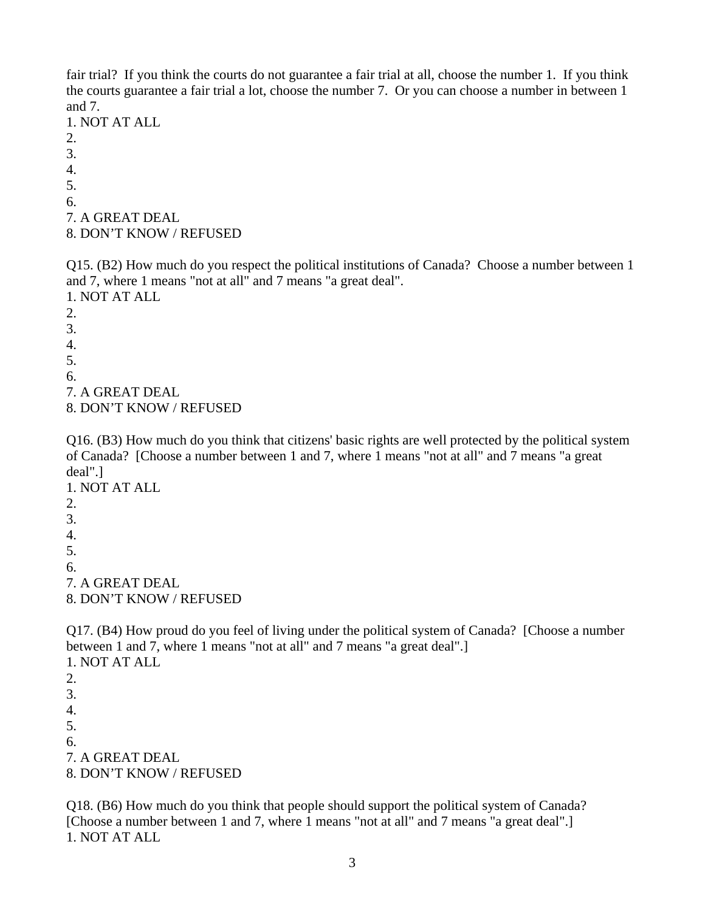fair trial? If you think the courts do not guarantee a fair trial at all, choose the number 1. If you think the courts guarantee a fair trial a lot, choose the number 7. Or you can choose a number in between 1 and 7.

1. NOT AT ALL
2. 
3. 
4. 
5. 
6. 
7. A GREAT DEAL
8. DON'T KNOW / REFUSED

Q15. (B2) How much do you respect the political institutions of Canada? Choose a number between 1 and 7, where 1 means "not at all" and 7 means "a great deal".

1. NOT AT ALL
2. 
3. 
4. 
5. 
6. 
7. A GREAT DEAL
8. DON'T KNOW / REFUSED

Q16. (B3) How much do you think that citizens' basic rights are well protected by the political system of Canada? [Choose a number between 1 and 7, where 1 means "not at all" and 7 means "a great deal".]

1. NOT AT ALL
2. 
3. 
4. 
5. 
6. 
7. A GREAT DEAL
8. DON'T KNOW / REFUSED

Q17. (B4) How proud do you feel of living under the political system of Canada? [Choose a number between 1 and 7, where 1 means "not at all" and 7 means "a great deal".]

1. NOT AT ALL
2. 
3. 
4. 
5. 
6. 
7. A GREAT DEAL
8. DON'T KNOW / REFUSED

Q18. (B6) How much do you think that people should support the political system of Canada? [Choose a number between 1 and 7, where 1 means "not at all" and 7 means "a great deal".]

1. NOT AT ALL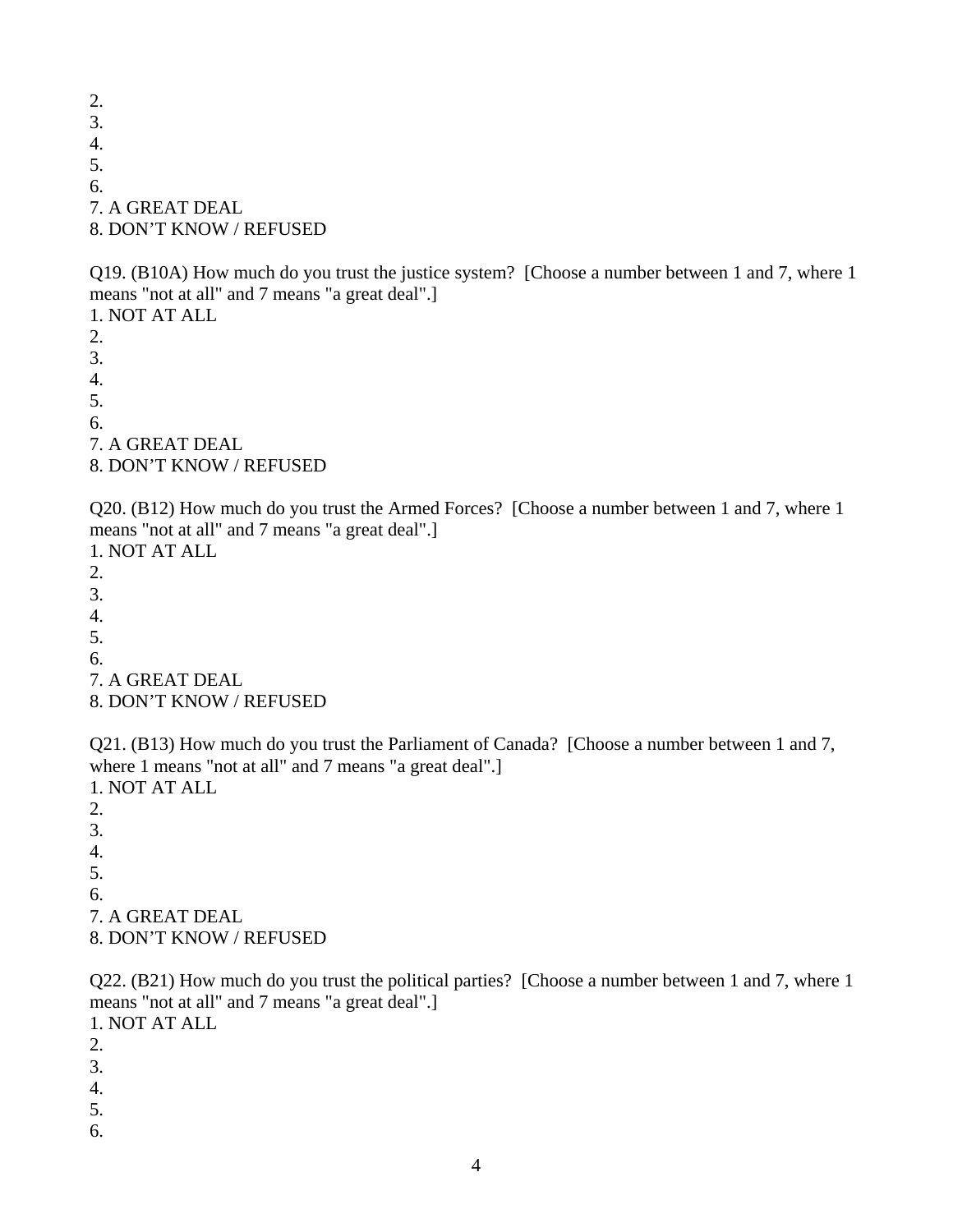2.
3.
4.
5.
6.
7. A GREAT DEAL
8. DON'T KNOW / REFUSED

Q19. (B10A) How much do you trust the justice system? [Choose a number between 1 and 7, where 1 means "not at all" and 7 means "a great deal".]
1. NOT AT ALL
2.
3.
4.
5.
6.
7. A GREAT DEAL
8. DON'T KNOW / REFUSED

Q20. (B12) How much do you trust the Armed Forces? [Choose a number between 1 and 7, where 1 means "not at all" and 7 means "a great deal".]
1. NOT AT ALL
2.
3.
4.
5.
6.
7. A GREAT DEAL
8. DON'T KNOW / REFUSED

Q21. (B13) How much do you trust the Parliament of Canada? [Choose a number between 1 and 7, where 1 means "not at all" and 7 means "a great deal".]
1. NOT AT ALL
2.
3.
4.
5.
6.
7. A GREAT DEAL
8. DON'T KNOW / REFUSED

Q22. (B21) How much do you trust the political parties? [Choose a number between 1 and 7, where 1 means "not at all" and 7 means "a great deal".]
1. NOT AT ALL
2.
3.
4.
5.
6.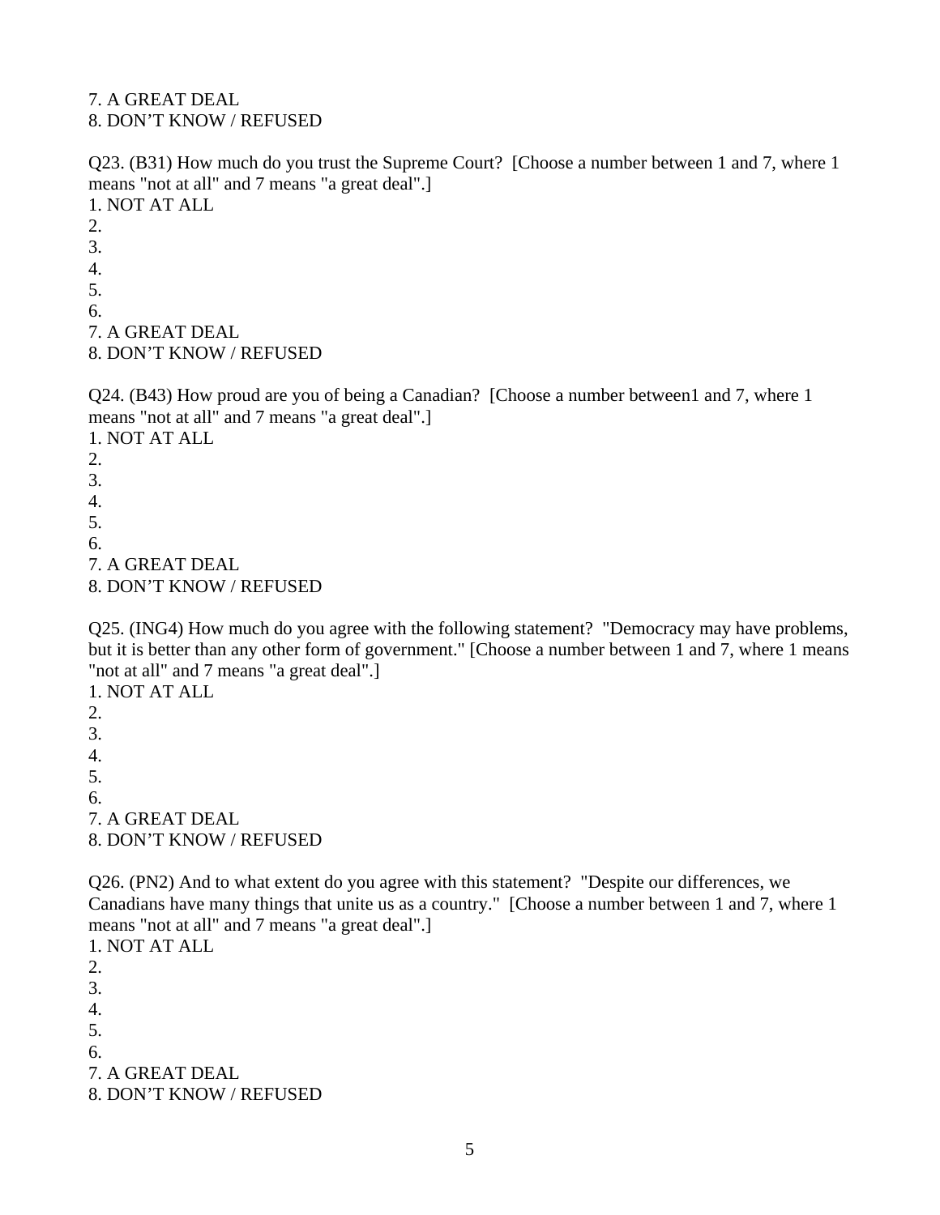7. A GREAT DEAL
8. DON'T KNOW / REFUSED

Q23. (B31) How much do you trust the Supreme Court? [Choose a number between 1 and 7, where 1 means "not at all" and 7 means "a great deal".]
1. NOT AT ALL
2.
3.
4.
5.
6.
7. A GREAT DEAL
8. DON'T KNOW / REFUSED

Q24. (B43) How proud are you of being a Canadian? [Choose a number between1 and 7, where 1 means "not at all" and 7 means "a great deal".]
1. NOT AT ALL
2.
3.
4.
5.
6.
7. A GREAT DEAL
8. DON'T KNOW / REFUSED

Q25. (ING4) How much do you agree with the following statement? "Democracy may have problems, but it is better than any other form of government." [Choose a number between 1 and 7, where 1 means "not at all" and 7 means "a great deal".]
1. NOT AT ALL
2.
3.
4.
5.
6.
7. A GREAT DEAL
8. DON'T KNOW / REFUSED

Q26. (PN2) And to what extent do you agree with this statement? "Despite our differences, we Canadians have many things that unite us as a country." [Choose a number between 1 and 7, where 1 means "not at all" and 7 means "a great deal".]
1. NOT AT ALL
2.
3.
4.
5.
6.
7. A GREAT DEAL
8. DON'T KNOW / REFUSED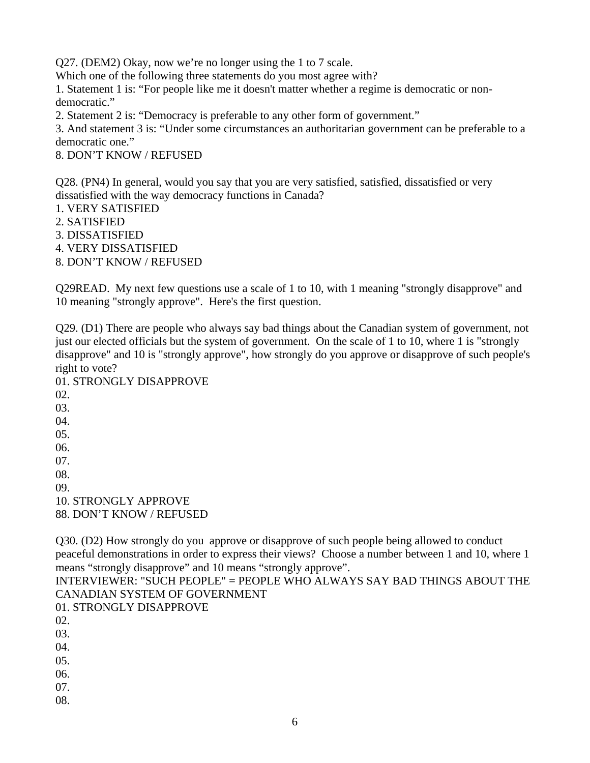Q27. (DEM2) Okay, now we're no longer using the 1 to 7 scale.
Which one of the following three statements do you most agree with?
1. Statement 1 is: "For people like me it doesn't matter whether a regime is democratic or non-democratic."
2. Statement 2 is: "Democracy is preferable to any other form of government."
3. And statement 3 is: "Under some circumstances an authoritarian government can be preferable to a democratic one."
8. DON'T KNOW / REFUSED

Q28. (PN4) In general, would you say that you are very satisfied, satisfied, dissatisfied or very dissatisfied with the way democracy functions in Canada?
1. VERY SATISFIED
2. SATISFIED
3. DISSATISFIED
4. VERY DISSATISFIED
8. DON'T KNOW / REFUSED

Q29READ. My next few questions use a scale of 1 to 10, with 1 meaning "strongly disapprove" and 10 meaning "strongly approve". Here's the first question.

Q29. (D1) There are people who always say bad things about the Canadian system of government, not just our elected officials but the system of government. On the scale of 1 to 10, where 1 is "strongly disapprove" and 10 is "strongly approve", how strongly do you approve or disapprove of such people's right to vote?
01. STRONGLY DISAPPROVE
02.
03.
04.
05.
06.
07.
08.
09.
10. STRONGLY APPROVE
88. DON'T KNOW / REFUSED

Q30. (D2) How strongly do you approve or disapprove of such people being allowed to conduct peaceful demonstrations in order to express their views? Choose a number between 1 and 10, where 1 means "strongly disapprove" and 10 means "strongly approve".
INTERVIEWER: "SUCH PEOPLE" = PEOPLE WHO ALWAYS SAY BAD THINGS ABOUT THE CANADIAN SYSTEM OF GOVERNMENT
01. STRONGLY DISAPPROVE
02.
03.
04.
05.
06.
07.
08.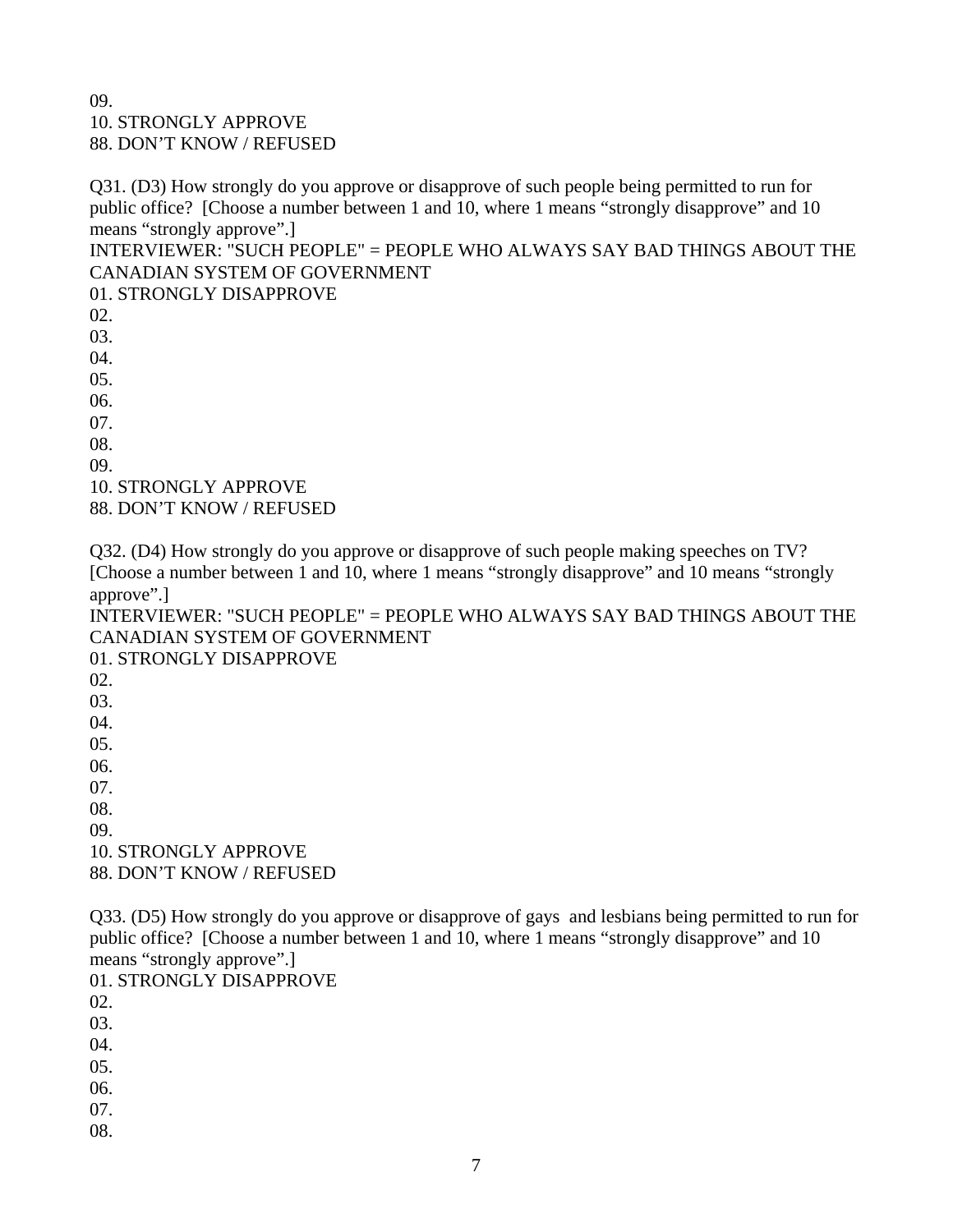09.
10. STRONGLY APPROVE
88. DON'T KNOW / REFUSED

Q31. (D3) How strongly do you approve or disapprove of such people being permitted to run for public office? [Choose a number between 1 and 10, where 1 means "strongly disapprove" and 10 means "strongly approve".]
INTERVIEWER: "SUCH PEOPLE" = PEOPLE WHO ALWAYS SAY BAD THINGS ABOUT THE CANADIAN SYSTEM OF GOVERNMENT
01. STRONGLY DISAPPROVE
02.
03.
04.
05.
06.
07.
08.
09.
10. STRONGLY APPROVE
88. DON'T KNOW / REFUSED

Q32. (D4) How strongly do you approve or disapprove of such people making speeches on TV? [Choose a number between 1 and 10, where 1 means "strongly disapprove" and 10 means "strongly approve".]
INTERVIEWER: "SUCH PEOPLE" = PEOPLE WHO ALWAYS SAY BAD THINGS ABOUT THE CANADIAN SYSTEM OF GOVERNMENT
01. STRONGLY DISAPPROVE
02.
03.
04.
05.
06.
07.
08.
09.
10. STRONGLY APPROVE
88. DON'T KNOW / REFUSED

Q33. (D5) How strongly do you approve or disapprove of gays and lesbians being permitted to run for public office? [Choose a number between 1 and 10, where 1 means "strongly disapprove" and 10 means "strongly approve".]
01. STRONGLY DISAPPROVE
02.
03.
04.
05.
06.
07.
08.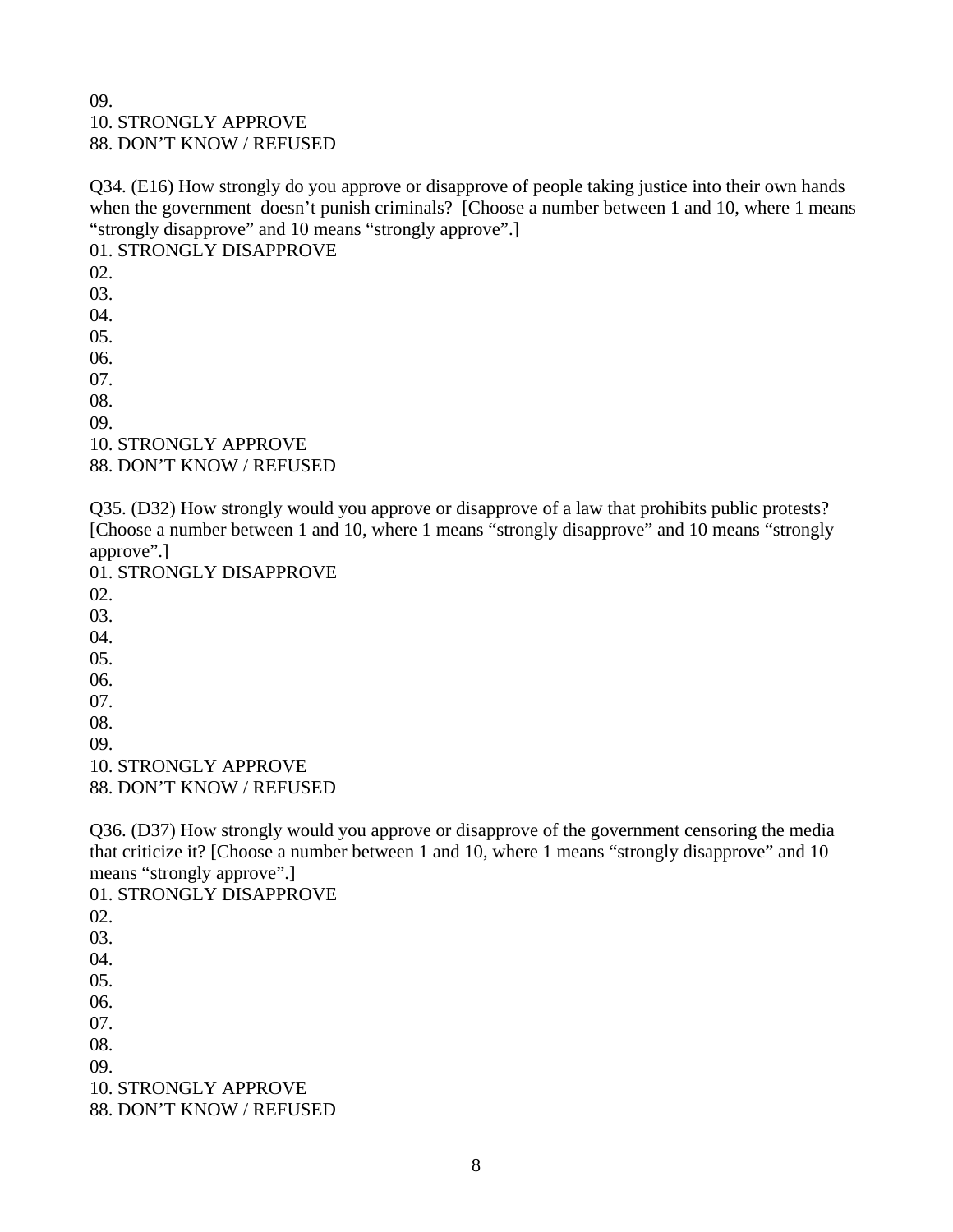09.
10. STRONGLY APPROVE
88. DON'T KNOW / REFUSED

Q34. (E16) How strongly do you approve or disapprove of people taking justice into their own hands when the government doesn't punish criminals? [Choose a number between 1 and 10, where 1 means "strongly disapprove" and 10 means "strongly approve".]
01. STRONGLY DISAPPROVE
02.
03.
04.
05.
06.
07.
08.
09.
10. STRONGLY APPROVE
88. DON'T KNOW / REFUSED

Q35. (D32) How strongly would you approve or disapprove of a law that prohibits public protests? [Choose a number between 1 and 10, where 1 means "strongly disapprove" and 10 means "strongly approve".]
01. STRONGLY DISAPPROVE
02.
03.
04.
05.
06.
07.
08.
09.
10. STRONGLY APPROVE
88. DON'T KNOW / REFUSED

Q36. (D37) How strongly would you approve or disapprove of the government censoring the media that criticize it? [Choose a number between 1 and 10, where 1 means "strongly disapprove" and 10 means "strongly approve".]
01. STRONGLY DISAPPROVE
02.
03.
04.
05.
06.
07.
08.
09.
10. STRONGLY APPROVE
88. DON'T KNOW / REFUSED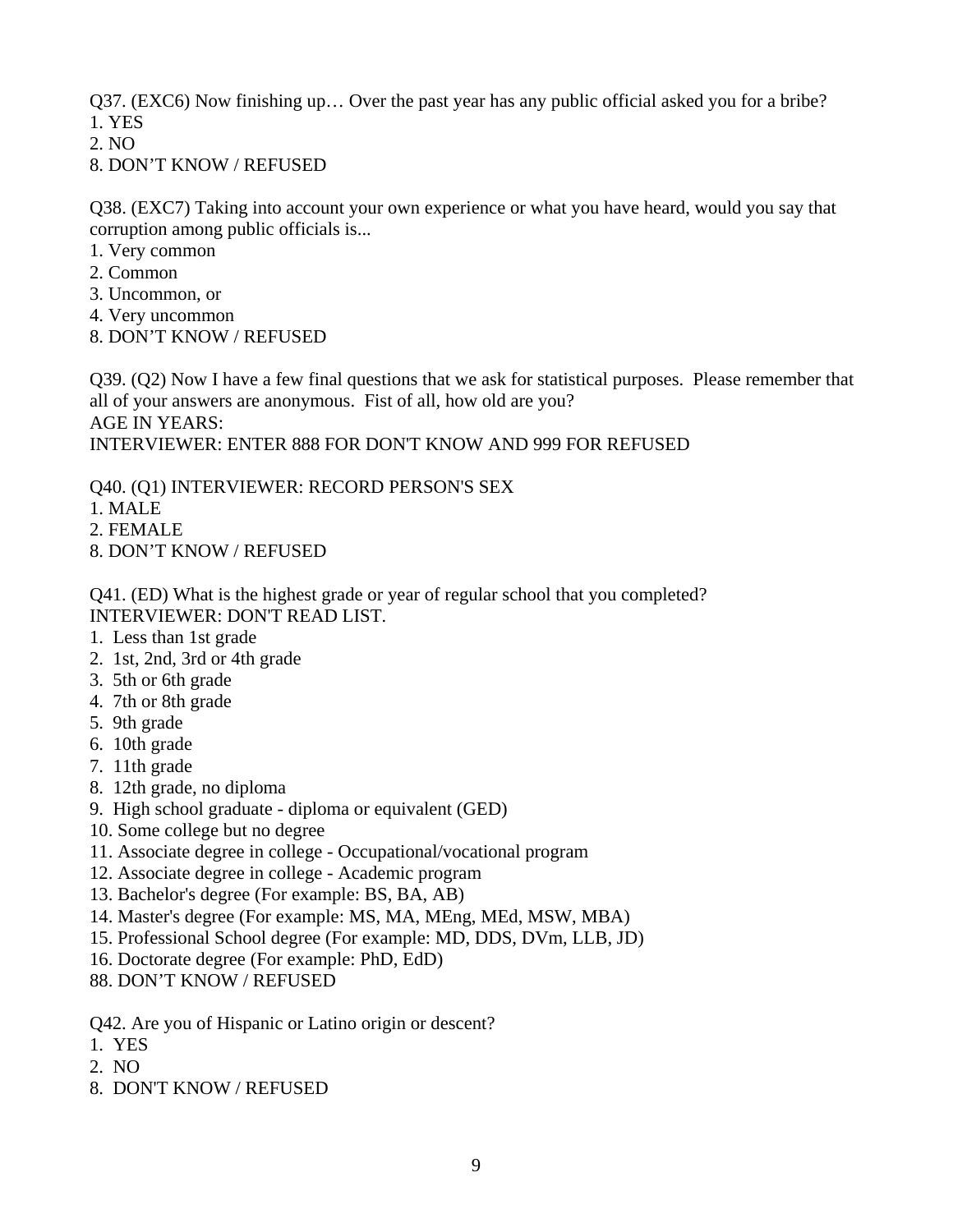Q37. (EXC6) Now finishing up… Over the past year has any public official asked you for a bribe?
1. YES
2. NO
8. DON'T KNOW / REFUSED

Q38. (EXC7) Taking into account your own experience or what you have heard, would you say that corruption among public officials is...
1. Very common
2. Common
3. Uncommon, or
4. Very uncommon
8. DON'T KNOW / REFUSED

Q39. (Q2) Now I have a few final questions that we ask for statistical purposes. Please remember that all of your answers are anonymous. Fist of all, how old are you?
AGE IN YEARS:
INTERVIEWER: ENTER 888 FOR DON'T KNOW AND 999 FOR REFUSED

Q40. (Q1) INTERVIEWER: RECORD PERSON'S SEX
1. MALE
2. FEMALE
8. DON'T KNOW / REFUSED

Q41. (ED) What is the highest grade or year of regular school that you completed?
INTERVIEWER: DON'T READ LIST.
1. Less than 1st grade
2. 1st, 2nd, 3rd or 4th grade
3. 5th or 6th grade
4. 7th or 8th grade
5. 9th grade
6. 10th grade
7. 11th grade
8. 12th grade, no diploma
9. High school graduate - diploma or equivalent (GED)
10. Some college but no degree
11. Associate degree in college - Occupational/vocational program
12. Associate degree in college - Academic program
13. Bachelor's degree (For example: BS, BA, AB)
14. Master's degree (For example: MS, MA, MEng, MEd, MSW, MBA)
15. Professional School degree (For example: MD, DDS, DVm, LLB, JD)
16. Doctorate degree (For example: PhD, EdD)
88. DON'T KNOW / REFUSED

Q42. Are you of Hispanic or Latino origin or descent?
1. YES
2. NO
8. DON'T KNOW / REFUSED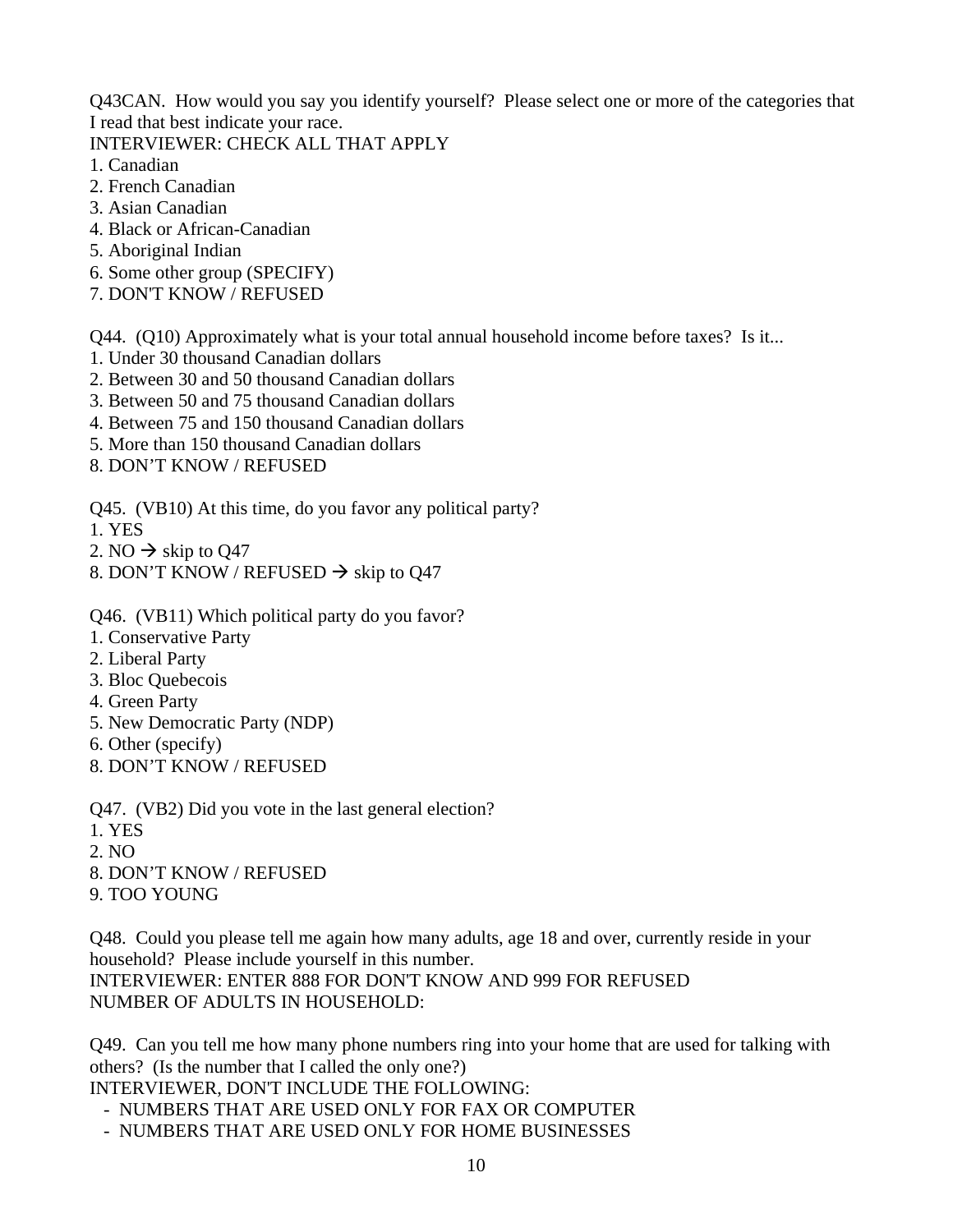Q43CAN. How would you say you identify yourself? Please select one or more of the categories that I read that best indicate your race.
INTERVIEWER: CHECK ALL THAT APPLY
1. Canadian
2. French Canadian
3. Asian Canadian
4. Black or African-Canadian
5. Aboriginal Indian
6. Some other group (SPECIFY)
7. DON'T KNOW / REFUSED

Q44. (Q10) Approximately what is your total annual household income before taxes? Is it...
1. Under 30 thousand Canadian dollars
2. Between 30 and 50 thousand Canadian dollars
3. Between 50 and 75 thousand Canadian dollars
4. Between 75 and 150 thousand Canadian dollars
5. More than 150 thousand Canadian dollars
8. DON'T KNOW / REFUSED

Q45. (VB10) At this time, do you favor any political party?
1. YES
2. NO → skip to Q47
8. DON'T KNOW / REFUSED → skip to Q47

Q46. (VB11) Which political party do you favor?
1. Conservative Party
2. Liberal Party
3. Bloc Quebecois
4. Green Party
5. New Democratic Party (NDP)
6. Other (specify)
8. DON'T KNOW / REFUSED

Q47. (VB2) Did you vote in the last general election?
1. YES
2. NO
8. DON'T KNOW / REFUSED
9. TOO YOUNG

Q48. Could you please tell me again how many adults, age 18 and over, currently reside in your household? Please include yourself in this number.
INTERVIEWER: ENTER 888 FOR DON'T KNOW AND 999 FOR REFUSED
NUMBER OF ADULTS IN HOUSEHOLD:

Q49. Can you tell me how many phone numbers ring into your home that are used for talking with others? (Is the number that I called the only one?)
INTERVIEWER, DON'T INCLUDE THE FOLLOWING:
- NUMBERS THAT ARE USED ONLY FOR FAX OR COMPUTER
- NUMBERS THAT ARE USED ONLY FOR HOME BUSINESSES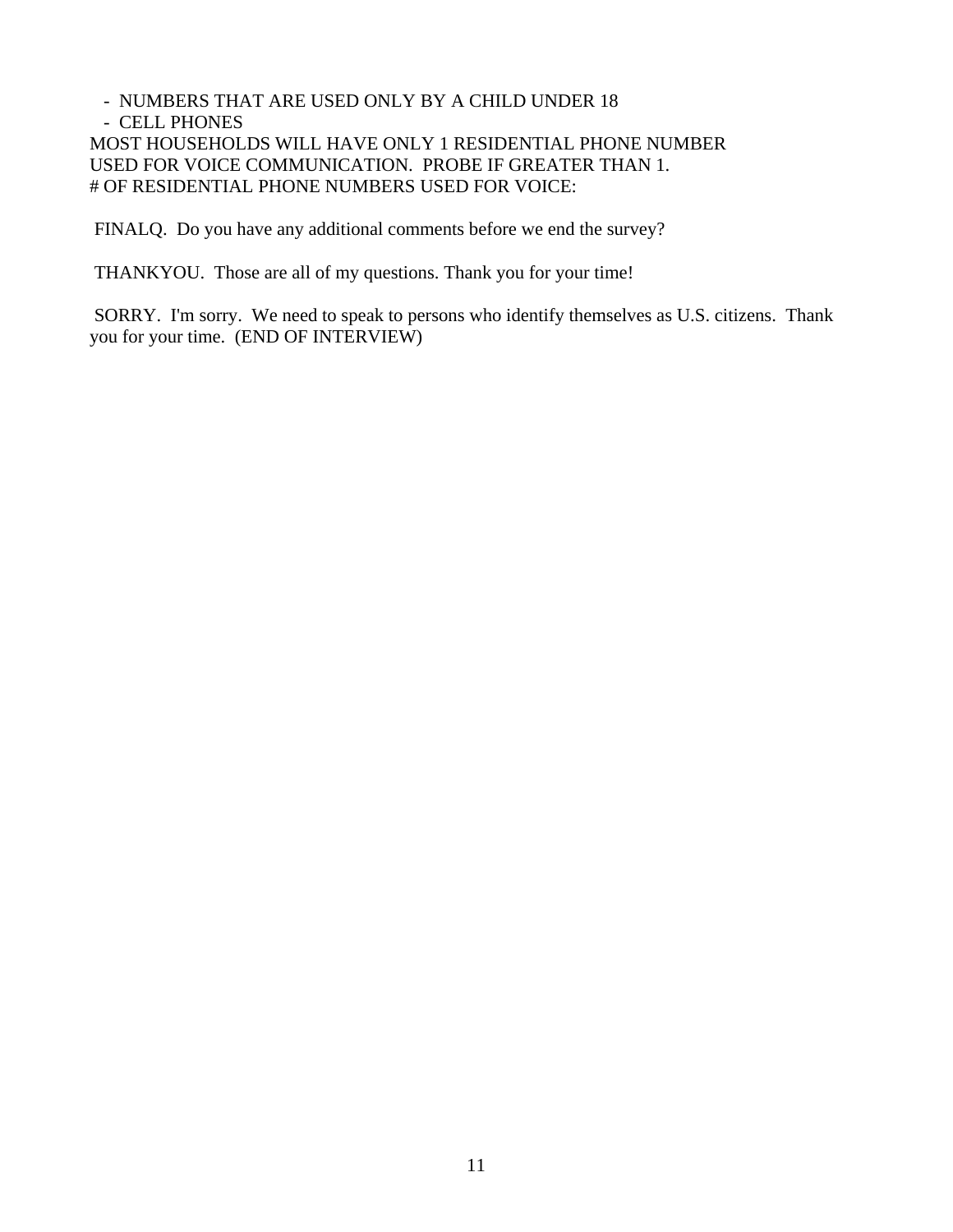- NUMBERS THAT ARE USED ONLY BY A CHILD UNDER 18
- CELL PHONES

MOST HOUSEHOLDS WILL HAVE ONLY 1 RESIDENTIAL PHONE NUMBER USED FOR VOICE COMMUNICATION. PROBE IF GREATER THAN 1.
# OF RESIDENTIAL PHONE NUMBERS USED FOR VOICE:

FINALQ. Do you have any additional comments before we end the survey?

THANKYOU. Those are all of my questions. Thank you for your time!

SORRY. I'm sorry. We need to speak to persons who identify themselves as U.S. citizens. Thank you for your time. (END OF INTERVIEW)